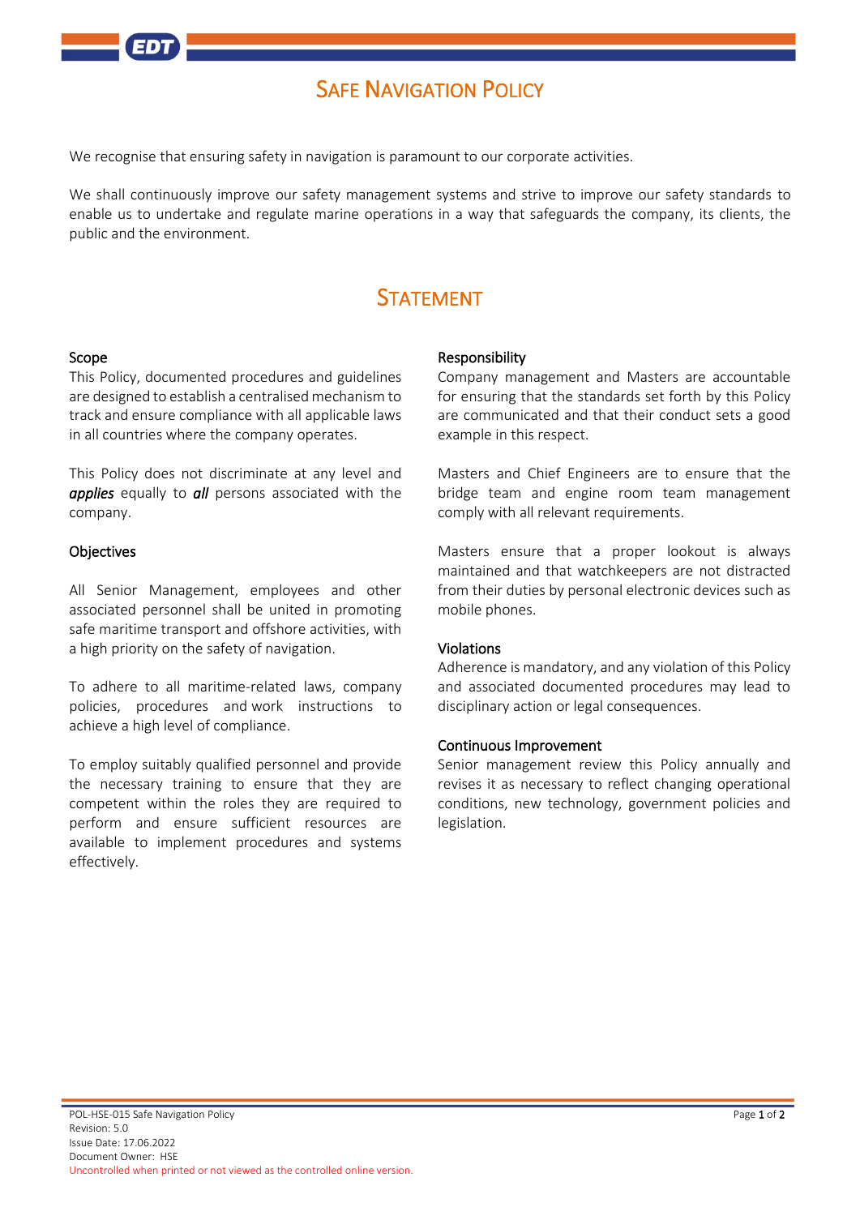# Safe Navigation Policy

We recognise that ensuring safety in navigation is paramount to our corporate activities.

We shall continuously improve our safety management systems and strive to improve our safety standards to enable us to undertake and regulate marine operations in a way that safeguards the company, its clients, the public and the environment.

## Statement

### Scope

This Policy, documented procedures and guidelines are designed to establish a centralised mechanism to track and ensure compliance with all applicable laws in all countries where the company operates.

This Policy does not discriminate at any level and ***applies*** equally to ***all*** persons associated with the company.

### Objectives

All Senior Management, employees and other associated personnel shall be united in promoting safe maritime transport and offshore activities, with a high priority on the safety of navigation.

To adhere to all maritime-related laws, company policies, procedures and work instructions to achieve a high level of compliance.

To employ suitably qualified personnel and provide the necessary training to ensure that they are competent within the roles they are required to perform and ensure sufficient resources are available to implement procedures and systems effectively.

### Responsibility

Company management and Masters are accountable for ensuring that the standards set forth by this Policy are communicated and that their conduct sets a good example in this respect.

Masters and Chief Engineers are to ensure that the bridge team and engine room team management comply with all relevant requirements.

Masters ensure that a proper lookout is always maintained and that watchkeepers are not distracted from their duties by personal electronic devices such as mobile phones.

### Violations

Adherence is mandatory, and any violation of this Policy and associated documented procedures may lead to disciplinary action or legal consequences.

### Continuous Improvement

Senior management review this Policy annually and revises it as necessary to reflect changing operational conditions, new technology, government policies and legislation.

POL-HSE-015 Safe Navigation Policy
Revision: 5.0
Issue Date: 17.06.2022
Document Owner: HSE
Uncontrolled when printed or not viewed as the controlled online version.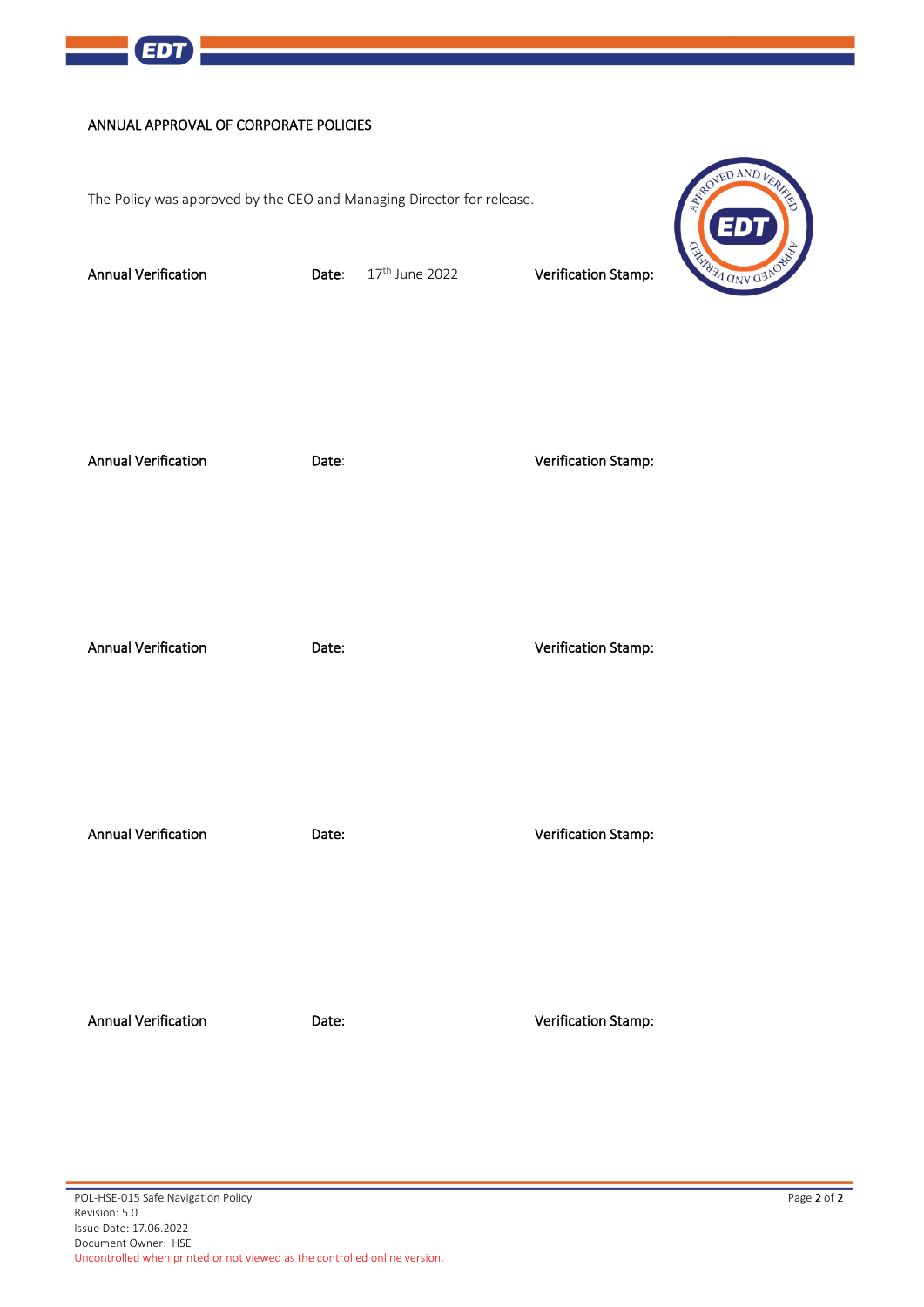ANNUAL APPROVAL OF CORPORATE POLICIES

The Policy was approved by the CEO and Managing Director for release.

| | | |
|---|---|---|
| **Annual Verification** | **Date:** 17th June 2022 | **Verification Stamp:** |
| **Annual Verification** | **Date:** | **Verification Stamp:** |
| **Annual Verification** | **Date:** | **Verification Stamp:** |
| **Annual Verification** | **Date:** | **Verification Stamp:** |
| **Annual Verification** | **Date:** | **Verification Stamp:** |

POL-HSE-015 Safe Navigation Policy
Revision: 5.0
Issue Date: 17.06.2022
Document Owner: HSE
Uncontrolled when printed or not viewed as the controlled online version.